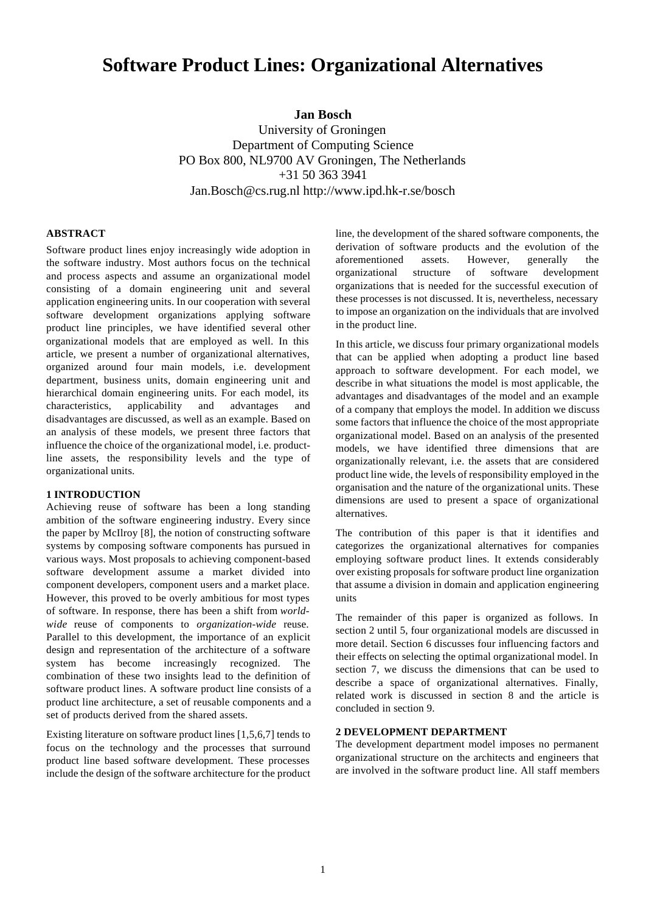# Software Product Lines: Organizational Alternatives

**Jan Bosch**
University of Groningen
Department of Computing Science
PO Box 800, NL9700 AV Groningen, The Netherlands
+31 50 363 3941
Jan.Bosch@cs.rug.nl http://www.ipd.hk-r.se/bosch

## ABSTRACT

Software product lines enjoy increasingly wide adoption in the software industry. Most authors focus on the technical and process aspects and assume an organizational model consisting of a domain engineering unit and several application engineering units. In our cooperation with several software development organizations applying software product line principles, we have identified several other organizational models that are employed as well. In this article, we present a number of organizational alternatives, organized around four main models, i.e. development department, business units, domain engineering unit and hierarchical domain engineering units. For each model, its characteristics, applicability and advantages and disadvantages are discussed, as well as an example. Based on an analysis of these models, we present three factors that influence the choice of the organizational model, i.e. product-line assets, the responsibility levels and the type of organizational units.

## 1 INTRODUCTION

Achieving reuse of software has been a long standing ambition of the software engineering industry. Every since the paper by McIlroy [8], the notion of constructing software systems by composing software components has pursued in various ways. Most proposals to achieving component-based software development assume a market divided into component developers, component users and a market place. However, this proved to be overly ambitious for most types of software. In response, there has been a shift from *world-wide* reuse of components to *organization-wide* reuse. Parallel to this development, the importance of an explicit design and representation of the architecture of a software system has become increasingly recognized. The combination of these two insights lead to the definition of software product lines. A software product line consists of a product line architecture, a set of reusable components and a set of products derived from the shared assets.

Existing literature on software product lines [1,5,6,7] tends to focus on the technology and the processes that surround product line based software development. These processes include the design of the software architecture for the product line, the development of the shared software components, the derivation of software products and the evolution of the aforementioned assets. However, generally the organizational structure of software development organizations that is needed for the successful execution of these processes is not discussed. It is, nevertheless, necessary to impose an organization on the individuals that are involved in the product line.

In this article, we discuss four primary organizational models that can be applied when adopting a product line based approach to software development. For each model, we describe in what situations the model is most applicable, the advantages and disadvantages of the model and an example of a company that employs the model. In addition we discuss some factors that influence the choice of the most appropriate organizational model. Based on an analysis of the presented models, we have identified three dimensions that are organizationally relevant, i.e. the assets that are considered product line wide, the levels of responsibility employed in the organisation and the nature of the organizational units. These dimensions are used to present a space of organizational alternatives.

The contribution of this paper is that it identifies and categorizes the organizational alternatives for companies employing software product lines. It extends considerably over existing proposals for software product line organization that assume a division in domain and application engineering units

The remainder of this paper is organized as follows. In section 2 until 5, four organizational models are discussed in more detail. Section 6 discusses four influencing factors and their effects on selecting the optimal organizational model. In section 7, we discuss the dimensions that can be used to describe a space of organizational alternatives. Finally, related work is discussed in section 8 and the article is concluded in section 9.

## 2 DEVELOPMENT DEPARTMENT

The development department model imposes no permanent organizational structure on the architects and engineers that are involved in the software product line. All staff members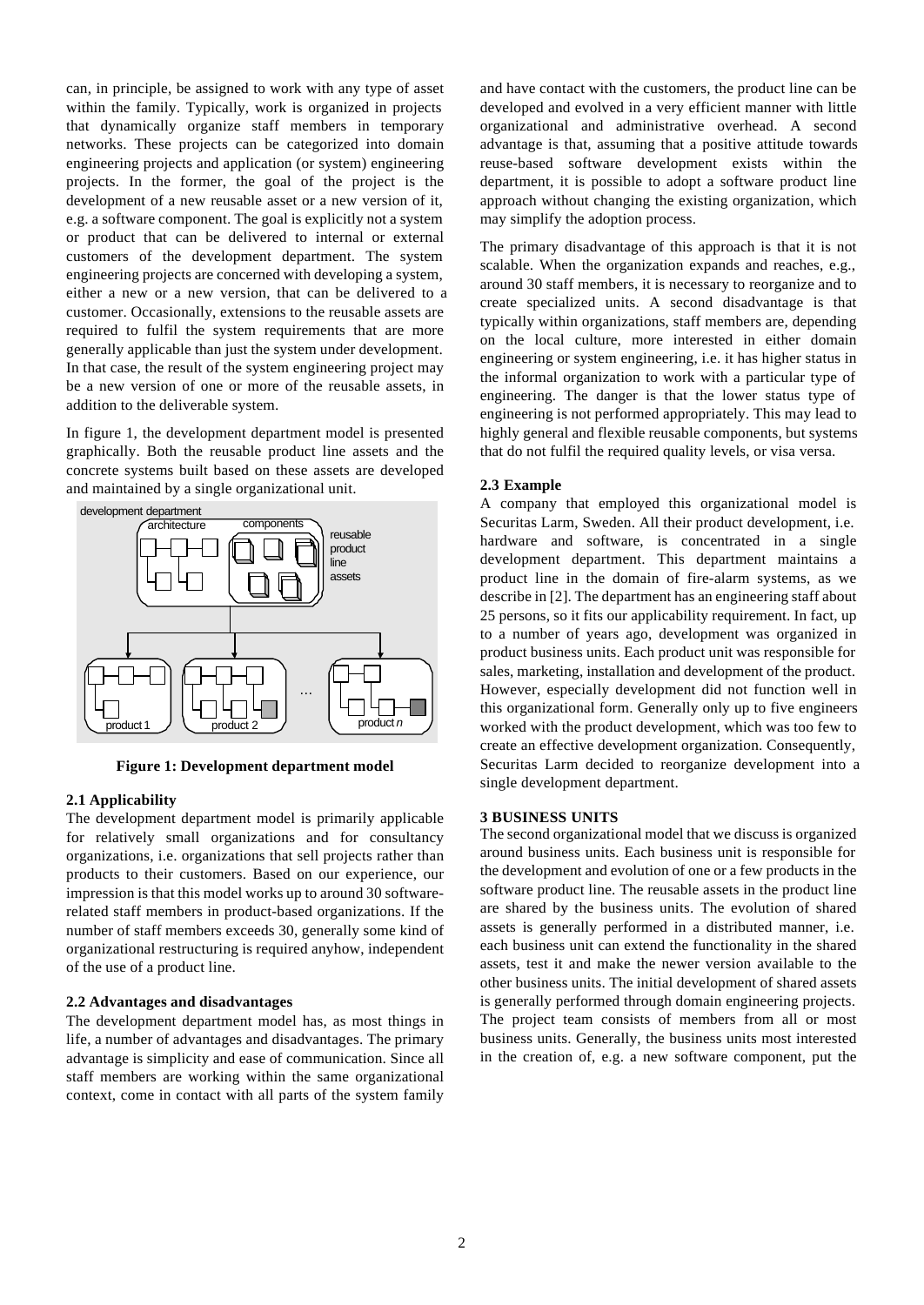can, in principle, be assigned to work with any type of asset within the family. Typically, work is organized in projects that dynamically organize staff members in temporary networks. These projects can be categorized into domain engineering projects and application (or system) engineering projects. In the former, the goal of the project is the development of a new reusable asset or a new version of it, e.g. a software component. The goal is explicitly not a system or product that can be delivered to internal or external customers of the development department. The system engineering projects are concerned with developing a system, either a new or a new version, that can be delivered to a customer. Occasionally, extensions to the reusable assets are required to fulfil the system requirements that are more generally applicable than just the system under development. In that case, the result of the system engineering project may be a new version of one or more of the reusable assets, in addition to the deliverable system.

In figure 1, the development department model is presented graphically. Both the reusable product line assets and the concrete systems built based on these assets are developed and maintained by a single organizational unit.

**Figure 1: Development department model**

### 2.1 Applicability

The development department model is primarily applicable for relatively small organizations and for consultancy organizations, i.e. organizations that sell projects rather than products to their customers. Based on our experience, our impression is that this model works up to around 30 software-related staff members in product-based organizations. If the number of staff members exceeds 30, generally some kind of organizational restructuring is required anyhow, independent of the use of a product line.

### 2.2 Advantages and disadvantages

The development department model has, as most things in life, a number of advantages and disadvantages. The primary advantage is simplicity and ease of communication. Since all staff members are working within the same organizational context, come in contact with all parts of the system family and have contact with the customers, the product line can be developed and evolved in a very efficient manner with little organizational and administrative overhead. A second advantage is that, assuming that a positive attitude towards reuse-based software development exists within the department, it is possible to adopt a software product line approach without changing the existing organization, which may simplify the adoption process.

The primary disadvantage of this approach is that it is not scalable. When the organization expands and reaches, e.g., around 30 staff members, it is necessary to reorganize and to create specialized units. A second disadvantage is that typically within organizations, staff members are, depending on the local culture, more interested in either domain engineering or system engineering, i.e. it has higher status in the informal organization to work with a particular type of engineering. The danger is that the lower status type of engineering is not performed appropriately. This may lead to highly general and flexible reusable components, but systems that do not fulfil the required quality levels, or visa versa.

### 2.3 Example

A company that employed this organizational model is Securitas Larm, Sweden. All their product development, i.e. hardware and software, is concentrated in a single development department. This department maintains a product line in the domain of fire-alarm systems, as we describe in [2]. The department has an engineering staff about 25 persons, so it fits our applicability requirement. In fact, up to a number of years ago, development was organized in product business units. Each product unit was responsible for sales, marketing, installation and development of the product. However, especially development did not function well in this organizational form. Generally only up to five engineers worked with the product development, which was too few to create an effective development organization. Consequently, Securitas Larm decided to reorganize development into a single development department.

## 3 BUSINESS UNITS

The second organizational model that we discuss is organized around business units. Each business unit is responsible for the development and evolution of one or a few products in the software product line. The reusable assets in the product line are shared by the business units. The evolution of shared assets is generally performed in a distributed manner, i.e. each business unit can extend the functionality in the shared assets, test it and make the newer version available to the other business units. The initial development of shared assets is generally performed through domain engineering projects. The project team consists of members from all or most business units. Generally, the business units most interested in the creation of, e.g. a new software component, put the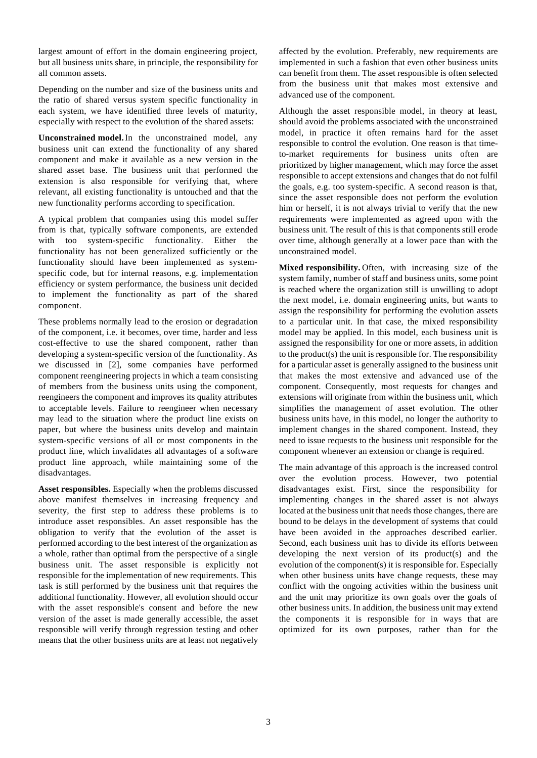largest amount of effort in the domain engineering project, but all business units share, in principle, the responsibility for all common assets.

Depending on the number and size of the business units and the ratio of shared versus system specific functionality in each system, we have identified three levels of maturity, especially with respect to the evolution of the shared assets:

**Unconstrained model.** In the unconstrained model, any business unit can extend the functionality of any shared component and make it available as a new version in the shared asset base. The business unit that performed the extension is also responsible for verifying that, where relevant, all existing functionality is untouched and that the new functionality performs according to specification.

A typical problem that companies using this model suffer from is that, typically software components, are extended with too system-specific functionality. Either the functionality has not been generalized sufficiently or the functionality should have been implemented as system-specific code, but for internal reasons, e.g. implementation efficiency or system performance, the business unit decided to implement the functionality as part of the shared component.

These problems normally lead to the erosion or degradation of the component, i.e. it becomes, over time, harder and less cost-effective to use the shared component, rather than developing a system-specific version of the functionality. As we discussed in [2], some companies have performed component reengineering projects in which a team consisting of members from the business units using the component, reengineers the component and improves its quality attributes to acceptable levels. Failure to reengineer when necessary may lead to the situation where the product line exists on paper, but where the business units develop and maintain system-specific versions of all or most components in the product line, which invalidates all advantages of a software product line approach, while maintaining some of the disadvantages.

**Asset responsibles.** Especially when the problems discussed above manifest themselves in increasing frequency and severity, the first step to address these problems is to introduce asset responsibles. An asset responsible has the obligation to verify that the evolution of the asset is performed according to the best interest of the organization as a whole, rather than optimal from the perspective of a single business unit. The asset responsible is explicitly not responsible for the implementation of new requirements. This task is still performed by the business unit that requires the additional functionality. However, all evolution should occur with the asset responsible's consent and before the new version of the asset is made generally accessible, the asset responsible will verify through regression testing and other means that the other business units are at least not negatively affected by the evolution. Preferably, new requirements are implemented in such a fashion that even other business units can benefit from them. The asset responsible is often selected from the business unit that makes most extensive and advanced use of the component.

Although the asset responsible model, in theory at least, should avoid the problems associated with the unconstrained model, in practice it often remains hard for the asset responsible to control the evolution. One reason is that time-to-market requirements for business units often are prioritized by higher management, which may force the asset responsible to accept extensions and changes that do not fulfil the goals, e.g. too system-specific. A second reason is that, since the asset responsible does not perform the evolution him or herself, it is not always trivial to verify that the new requirements were implemented as agreed upon with the business unit. The result of this is that components still erode over time, although generally at a lower pace than with the unconstrained model.

**Mixed responsibility.** Often, with increasing size of the system family, number of staff and business units, some point is reached where the organization still is unwilling to adopt the next model, i.e. domain engineering units, but wants to assign the responsibility for performing the evolution assets to a particular unit. In that case, the mixed responsibility model may be applied. In this model, each business unit is assigned the responsibility for one or more assets, in addition to the product(s) the unit is responsible for. The responsibility for a particular asset is generally assigned to the business unit that makes the most extensive and advanced use of the component. Consequently, most requests for changes and extensions will originate from within the business unit, which simplifies the management of asset evolution. The other business units have, in this model, no longer the authority to implement changes in the shared component. Instead, they need to issue requests to the business unit responsible for the component whenever an extension or change is required.

The main advantage of this approach is the increased control over the evolution process. However, two potential disadvantages exist. First, since the responsibility for implementing changes in the shared asset is not always located at the business unit that needs those changes, there are bound to be delays in the development of systems that could have been avoided in the approaches described earlier. Second, each business unit has to divide its efforts between developing the next version of its product(s) and the evolution of the component(s) it is responsible for. Especially when other business units have change requests, these may conflict with the ongoing activities within the business unit and the unit may prioritize its own goals over the goals of other business units. In addition, the business unit may extend the components it is responsible for in ways that are optimized for its own purposes, rather than for the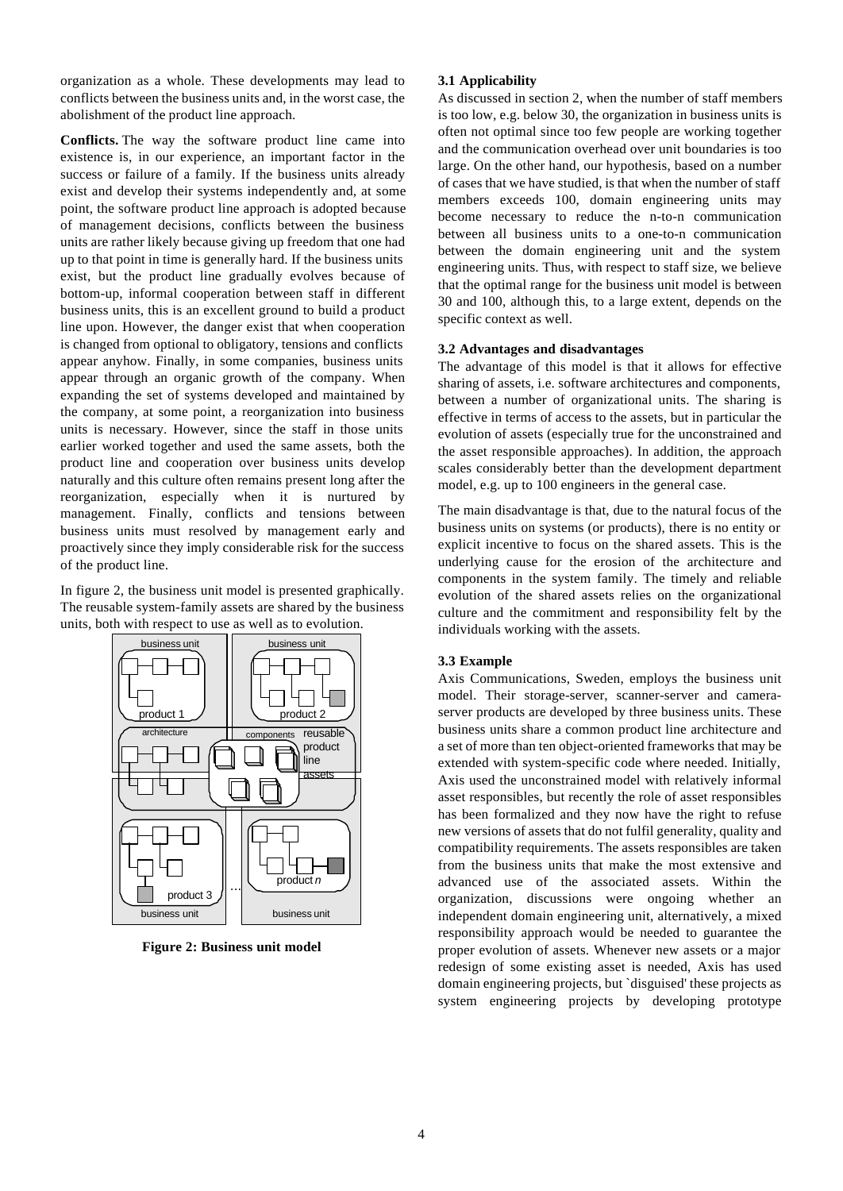organization as a whole. These developments may lead to conflicts between the business units and, in the worst case, the abolishment of the product line approach.

**Conflicts.** The way the software product line came into existence is, in our experience, an important factor in the success or failure of a family. If the business units already exist and develop their systems independently and, at some point, the software product line approach is adopted because of management decisions, conflicts between the business units are rather likely because giving up freedom that one had up to that point in time is generally hard. If the business units exist, but the product line gradually evolves because of bottom-up, informal cooperation between staff in different business units, this is an excellent ground to build a product line upon. However, the danger exist that when cooperation is changed from optional to obligatory, tensions and conflicts appear anyhow. Finally, in some companies, business units appear through an organic growth of the company. When expanding the set of systems developed and maintained by the company, at some point, a reorganization into business units is necessary. However, since the staff in those units earlier worked together and used the same assets, both the product line and cooperation over business units develop naturally and this culture often remains present long after the reorganization, especially when it is nurtured by management. Finally, conflicts and tensions between business units must resolved by management early and proactively since they imply considerable risk for the success of the product line.

In figure 2, the business unit model is presented graphically. The reusable system-family assets are shared by the business units, both with respect to use as well as to evolution.

business unit
business unit
product 1
product 2
architecture
components
reusable product line assets
product 3
product *n*
...
business unit
business unit

**Figure 2: Business unit model**

### 3.1 Applicability

As discussed in section 2, when the number of staff members is too low, e.g. below 30, the organization in business units is often not optimal since too few people are working together and the communication overhead over unit boundaries is too large. On the other hand, our hypothesis, based on a number of cases that we have studied, is that when the number of staff members exceeds 100, domain engineering units may become necessary to reduce the n-to-n communication between all business units to a one-to-n communication between the domain engineering unit and the system engineering units. Thus, with respect to staff size, we believe that the optimal range for the business unit model is between 30 and 100, although this, to a large extent, depends on the specific context as well.

### 3.2 Advantages and disadvantages

The advantage of this model is that it allows for effective sharing of assets, i.e. software architectures and components, between a number of organizational units. The sharing is effective in terms of access to the assets, but in particular the evolution of assets (especially true for the unconstrained and the asset responsible approaches). In addition, the approach scales considerably better than the development department model, e.g. up to 100 engineers in the general case.

The main disadvantage is that, due to the natural focus of the business units on systems (or products), there is no entity or explicit incentive to focus on the shared assets. This is the underlying cause for the erosion of the architecture and components in the system family. The timely and reliable evolution of the shared assets relies on the organizational culture and the commitment and responsibility felt by the individuals working with the assets.

### 3.3 Example

Axis Communications, Sweden, employs the business unit model. Their storage-server, scanner-server and camera-server products are developed by three business units. These business units share a common product line architecture and a set of more than ten object-oriented frameworks that may be extended with system-specific code where needed. Initially, Axis used the unconstrained model with relatively informal asset responsibles, but recently the role of asset responsibles has been formalized and they now have the right to refuse new versions of assets that do not fulfil generality, quality and compatibility requirements. The assets responsibles are taken from the business units that make the most extensive and advanced use of the associated assets. Within the organization, discussions were ongoing whether an independent domain engineering unit, alternatively, a mixed responsibility approach would be needed to guarantee the proper evolution of assets. Whenever new assets or a major redesign of some existing asset is needed, Axis has used domain engineering projects, but `disguised' these projects as system engineering projects by developing prototype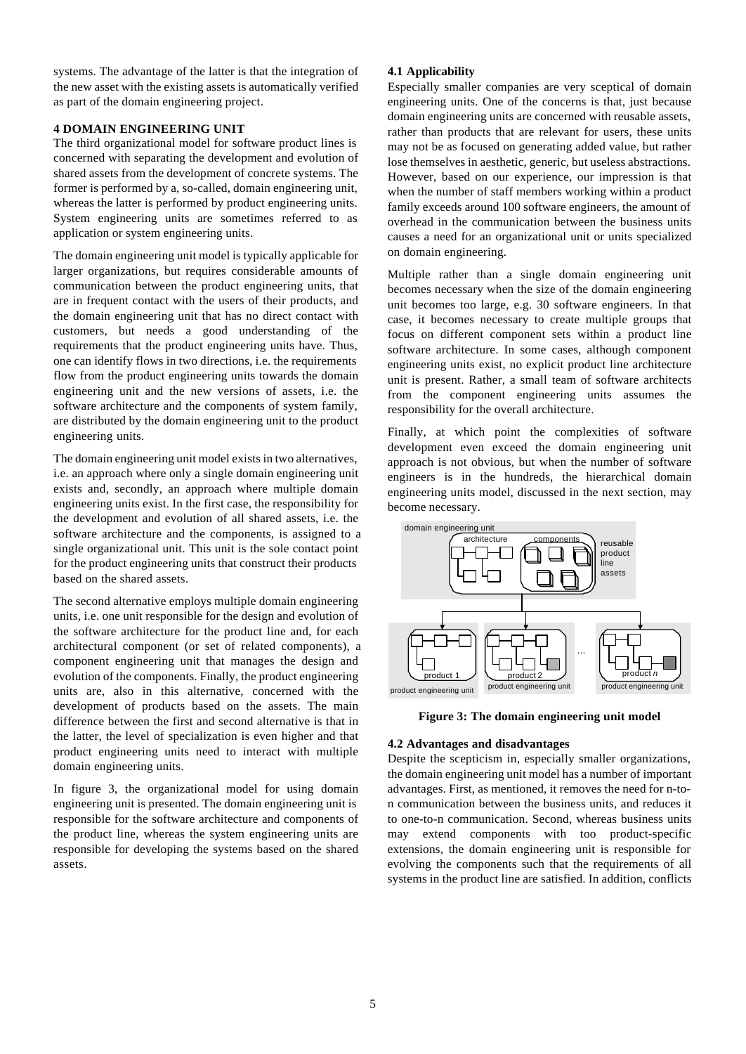systems. The advantage of the latter is that the integration of the new asset with the existing assets is automatically verified as part of the domain engineering project.

## 4 DOMAIN ENGINEERING UNIT

The third organizational model for software product lines is concerned with separating the development and evolution of shared assets from the development of concrete systems. The former is performed by a, so-called, domain engineering unit, whereas the latter is performed by product engineering units. System engineering units are sometimes referred to as application or system engineering units.

The domain engineering unit model is typically applicable for larger organizations, but requires considerable amounts of communication between the product engineering units, that are in frequent contact with the users of their products, and the domain engineering unit that has no direct contact with customers, but needs a good understanding of the requirements that the product engineering units have. Thus, one can identify flows in two directions, i.e. the requirements flow from the product engineering units towards the domain engineering unit and the new versions of assets, i.e. the software architecture and the components of system family, are distributed by the domain engineering unit to the product engineering units.

The domain engineering unit model exists in two alternatives, i.e. an approach where only a single domain engineering unit exists and, secondly, an approach where multiple domain engineering units exist. In the first case, the responsibility for the development and evolution of all shared assets, i.e. the software architecture and the components, is assigned to a single organizational unit. This unit is the sole contact point for the product engineering units that construct their products based on the shared assets.

The second alternative employs multiple domain engineering units, i.e. one unit responsible for the design and evolution of the software architecture for the product line and, for each architectural component (or set of related components), a component engineering unit that manages the design and evolution of the components. Finally, the product engineering units are, also in this alternative, concerned with the development of products based on the assets. The main difference between the first and second alternative is that in the latter, the level of specialization is even higher and that product engineering units need to interact with multiple domain engineering units.

In figure 3, the organizational model for using domain engineering unit is presented. The domain engineering unit is responsible for the software architecture and components of the product line, whereas the system engineering units are responsible for developing the systems based on the shared assets.

### 4.1 Applicability

Especially smaller companies are very sceptical of domain engineering units. One of the concerns is that, just because domain engineering units are concerned with reusable assets, rather than products that are relevant for users, these units may not be as focused on generating added value, but rather lose themselves in aesthetic, generic, but useless abstractions. However, based on our experience, our impression is that when the number of staff members working within a product family exceeds around 100 software engineers, the amount of overhead in the communication between the business units causes a need for an organizational unit or units specialized on domain engineering.

Multiple rather than a single domain engineering unit becomes necessary when the size of the domain engineering unit becomes too large, e.g. 30 software engineers. In that case, it becomes necessary to create multiple groups that focus on different component sets within a product line software architecture. In some cases, although component engineering units exist, no explicit product line architecture unit is present. Rather, a small team of software architects from the component engineering units assumes the responsibility for the overall architecture.

Finally, at which point the complexities of software development even exceed the domain engineering unit approach is not obvious, but when the number of software engineers is in the hundreds, the hierarchical domain engineering units model, discussed in the next section, may become necessary.

**Figure 3: The domain engineering unit model**

### 4.2 Advantages and disadvantages

Despite the scepticism in, especially smaller organizations, the domain engineering unit model has a number of important advantages. First, as mentioned, it removes the need for n-to-n communication between the business units, and reduces it to one-to-n communication. Second, whereas business units may extend components with too product-specific extensions, the domain engineering unit is responsible for evolving the components such that the requirements of all systems in the product line are satisfied. In addition, conflicts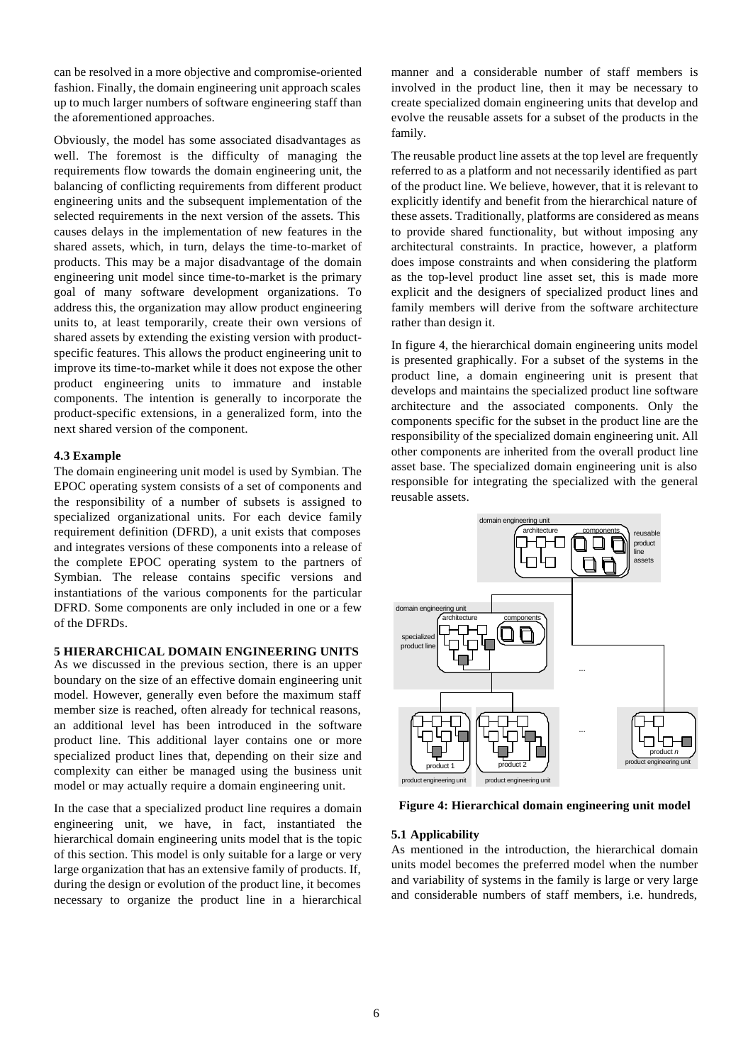can be resolved in a more objective and compromise-oriented fashion. Finally, the domain engineering unit approach scales up to much larger numbers of software engineering staff than the aforementioned approaches.

Obviously, the model has some associated disadvantages as well. The foremost is the difficulty of managing the requirements flow towards the domain engineering unit, the balancing of conflicting requirements from different product engineering units and the subsequent implementation of the selected requirements in the next version of the assets. This causes delays in the implementation of new features in the shared assets, which, in turn, delays the time-to-market of products. This may be a major disadvantage of the domain engineering unit model since time-to-market is the primary goal of many software development organizations. To address this, the organization may allow product engineering units to, at least temporarily, create their own versions of shared assets by extending the existing version with product-specific features. This allows the product engineering unit to improve its time-to-market while it does not expose the other product engineering units to immature and instable components. The intention is generally to incorporate the product-specific extensions, in a generalized form, into the next shared version of the component.

### 4.3 Example

The domain engineering unit model is used by Symbian. The EPOC operating system consists of a set of components and the responsibility of a number of subsets is assigned to specialized organizational units. For each device family requirement definition (DFRD), a unit exists that composes and integrates versions of these components into a release of the complete EPOC operating system to the partners of Symbian. The release contains specific versions and instantiations of the various components for the particular DFRD. Some components are only included in one or a few of the DFRDs.

## 5 HIERARCHICAL DOMAIN ENGINEERING UNITS

As we discussed in the previous section, there is an upper boundary on the size of an effective domain engineering unit model. However, generally even before the maximum staff member size is reached, often already for technical reasons, an additional level has been introduced in the software product line. This additional layer contains one or more specialized product lines that, depending on their size and complexity can either be managed using the business unit model or may actually require a domain engineering unit.

In the case that a specialized product line requires a domain engineering unit, we have, in fact, instantiated the hierarchical domain engineering units model that is the topic of this section. This model is only suitable for a large or very large organization that has an extensive family of products. If, during the design or evolution of the product line, it becomes necessary to organize the product line in a hierarchical manner and a considerable number of staff members is involved in the product line, then it may be necessary to create specialized domain engineering units that develop and evolve the reusable assets for a subset of the products in the family.

The reusable product line assets at the top level are frequently referred to as a platform and not necessarily identified as part of the product line. We believe, however, that it is relevant to explicitly identify and benefit from the hierarchical nature of these assets. Traditionally, platforms are considered as means to provide shared functionality, but without imposing any architectural constraints. In practice, however, a platform does impose constraints and when considering the platform as the top-level product line asset set, this is made more explicit and the designers of specialized product lines and family members will derive from the software architecture rather than design it.

In figure 4, the hierarchical domain engineering units model is presented graphically. For a subset of the systems in the product line, a domain engineering unit is present that develops and maintains the specialized product line software architecture and the associated components. Only the components specific for the subset in the product line are the responsibility of the specialized domain engineering unit. All other components are inherited from the overall product line asset base. The specialized domain engineering unit is also responsible for integrating the specialized with the general reusable assets.

domain engineering unit
architecture
components
reusable product line assets
domain engineering unit
architecture
components
specialized product line
...
...
product 1
product engineering unit
product 2
product engineering unit
product *n*
product engineering unit

**Figure 4: Hierarchical domain engineering unit model**

### 5.1 Applicability

As mentioned in the introduction, the hierarchical domain units model becomes the preferred model when the number and variability of systems in the family is large or very large and considerable numbers of staff members, i.e. hundreds,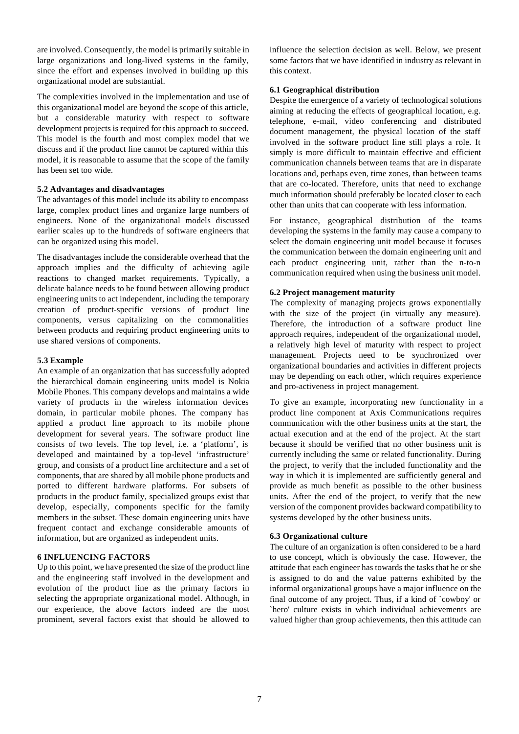are involved. Consequently, the model is primarily suitable in large organizations and long-lived systems in the family, since the effort and expenses involved in building up this organizational model are substantial.

The complexities involved in the implementation and use of this organizational model are beyond the scope of this article, but a considerable maturity with respect to software development projects is required for this approach to succeed. This model is the fourth and most complex model that we discuss and if the product line cannot be captured within this model, it is reasonable to assume that the scope of the family has been set too wide.

### 5.2 Advantages and disadvantages

The advantages of this model include its ability to encompass large, complex product lines and organize large numbers of engineers. None of the organizational models discussed earlier scales up to the hundreds of software engineers that can be organized using this model.

The disadvantages include the considerable overhead that the approach implies and the difficulty of achieving agile reactions to changed market requirements. Typically, a delicate balance needs to be found between allowing product engineering units to act independent, including the temporary creation of product-specific versions of product line components, versus capitalizing on the commonalities between products and requiring product engineering units to use shared versions of components.

### 5.3 Example

An example of an organization that has successfully adopted the hierarchical domain engineering units model is Nokia Mobile Phones. This company develops and maintains a wide variety of products in the wireless information devices domain, in particular mobile phones. The company has applied a product line approach to its mobile phone development for several years. The software product line consists of two levels. The top level, i.e. a 'platform', is developed and maintained by a top-level 'infrastructure' group, and consists of a product line architecture and a set of components, that are shared by all mobile phone products and ported to different hardware platforms. For subsets of products in the product family, specialized groups exist that develop, especially, components specific for the family members in the subset. These domain engineering units have frequent contact and exchange considerable amounts of information, but are organized as independent units.

## 6 INFLUENCING FACTORS

Up to this point, we have presented the size of the product line and the engineering staff involved in the development and evolution of the product line as the primary factors in selecting the appropriate organizational model. Although, in our experience, the above factors indeed are the most prominent, several factors exist that should be allowed to influence the selection decision as well. Below, we present some factors that we have identified in industry as relevant in this context.

### 6.1 Geographical distribution

Despite the emergence of a variety of technological solutions aiming at reducing the effects of geographical location, e.g. telephone, e-mail, video conferencing and distributed document management, the physical location of the staff involved in the software product line still plays a role. It simply is more difficult to maintain effective and efficient communication channels between teams that are in disparate locations and, perhaps even, time zones, than between teams that are co-located. Therefore, units that need to exchange much information should preferably be located closer to each other than units that can cooperate with less information.

For instance, geographical distribution of the teams developing the systems in the family may cause a company to select the domain engineering unit model because it focuses the communication between the domain engineering unit and each product engineering unit, rather than the n-to-n communication required when using the business unit model.

### 6.2 Project management maturity

The complexity of managing projects grows exponentially with the size of the project (in virtually any measure). Therefore, the introduction of a software product line approach requires, independent of the organizational model, a relatively high level of maturity with respect to project management. Projects need to be synchronized over organizational boundaries and activities in different projects may be depending on each other, which requires experience and pro-activeness in project management.

To give an example, incorporating new functionality in a product line component at Axis Communications requires communication with the other business units at the start, the actual execution and at the end of the project. At the start because it should be verified that no other business unit is currently including the same or related functionality. During the project, to verify that the included functionality and the way in which it is implemented are sufficiently general and provide as much benefit as possible to the other business units. After the end of the project, to verify that the new version of the component provides backward compatibility to systems developed by the other business units.

### 6.3 Organizational culture

The culture of an organization is often considered to be a hard to use concept, which is obviously the case. However, the attitude that each engineer has towards the tasks that he or she is assigned to do and the value patterns exhibited by the informal organizational groups have a major influence on the final outcome of any project. Thus, if a kind of `cowboy' or `hero' culture exists in which individual achievements are valued higher than group achievements, then this attitude can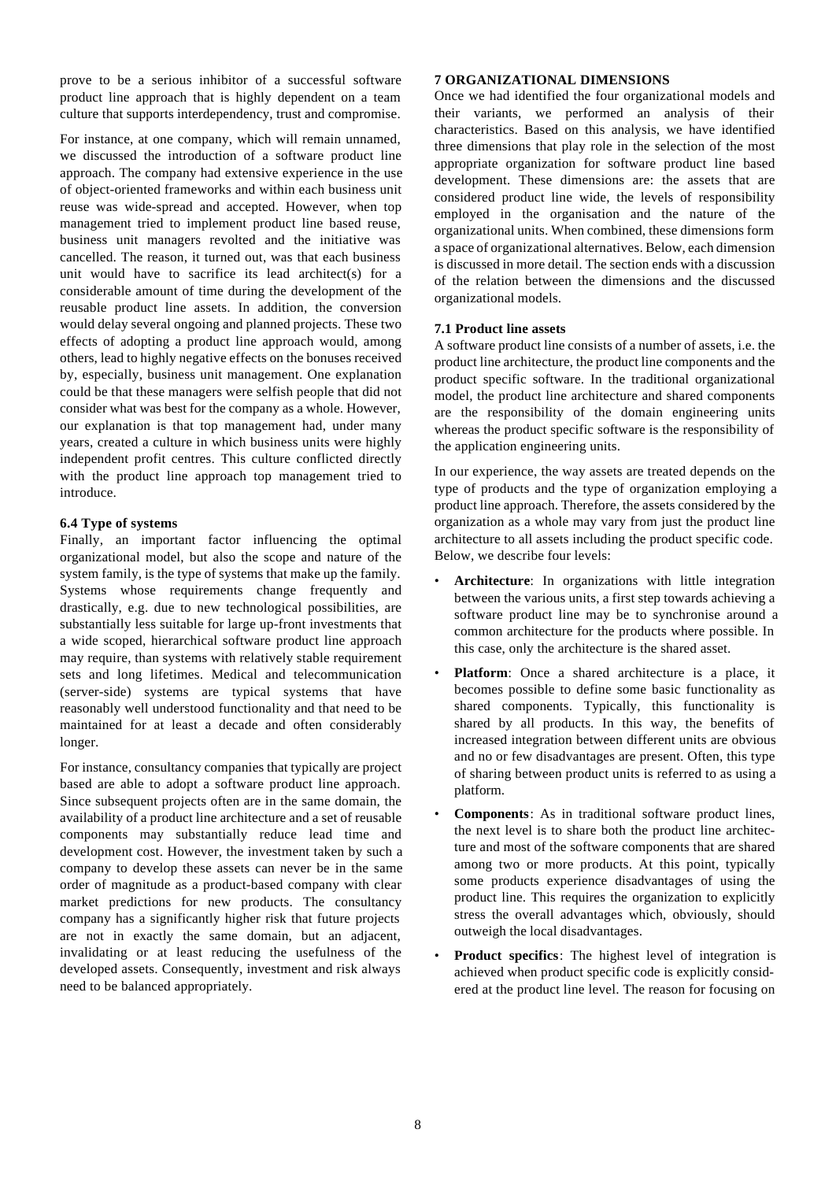prove to be a serious inhibitor of a successful software product line approach that is highly dependent on a team culture that supports interdependency, trust and compromise.

For instance, at one company, which will remain unnamed, we discussed the introduction of a software product line approach. The company had extensive experience in the use of object-oriented frameworks and within each business unit reuse was wide-spread and accepted. However, when top management tried to implement product line based reuse, business unit managers revolted and the initiative was cancelled. The reason, it turned out, was that each business unit would have to sacrifice its lead architect(s) for a considerable amount of time during the development of the reusable product line assets. In addition, the conversion would delay several ongoing and planned projects. These two effects of adopting a product line approach would, among others, lead to highly negative effects on the bonuses received by, especially, business unit management. One explanation could be that these managers were selfish people that did not consider what was best for the company as a whole. However, our explanation is that top management had, under many years, created a culture in which business units were highly independent profit centres. This culture conflicted directly with the product line approach top management tried to introduce.

### 6.4 Type of systems

Finally, an important factor influencing the optimal organizational model, but also the scope and nature of the system family, is the type of systems that make up the family. Systems whose requirements change frequently and drastically, e.g. due to new technological possibilities, are substantially less suitable for large up-front investments that a wide scoped, hierarchical software product line approach may require, than systems with relatively stable requirement sets and long lifetimes. Medical and telecommunication (server-side) systems are typical systems that have reasonably well understood functionality and that need to be maintained for at least a decade and often considerably longer.

For instance, consultancy companies that typically are project based are able to adopt a software product line approach. Since subsequent projects often are in the same domain, the availability of a product line architecture and a set of reusable components may substantially reduce lead time and development cost. However, the investment taken by such a company to develop these assets can never be in the same order of magnitude as a product-based company with clear market predictions for new products. The consultancy company has a significantly higher risk that future projects are not in exactly the same domain, but an adjacent, invalidating or at least reducing the usefulness of the developed assets. Consequently, investment and risk always need to be balanced appropriately.

## 7 ORGANIZATIONAL DIMENSIONS

Once we had identified the four organizational models and their variants, we performed an analysis of their characteristics. Based on this analysis, we have identified three dimensions that play role in the selection of the most appropriate organization for software product line based development. These dimensions are: the assets that are considered product line wide, the levels of responsibility employed in the organisation and the nature of the organizational units. When combined, these dimensions form a space of organizational alternatives. Below, each dimension is discussed in more detail. The section ends with a discussion of the relation between the dimensions and the discussed organizational models.

### 7.1 Product line assets

A software product line consists of a number of assets, i.e. the product line architecture, the product line components and the product specific software. In the traditional organizational model, the product line architecture and shared components are the responsibility of the domain engineering units whereas the product specific software is the responsibility of the application engineering units.

In our experience, the way assets are treated depends on the type of products and the type of organization employing a product line approach. Therefore, the assets considered by the organization as a whole may vary from just the product line architecture to all assets including the product specific code. Below, we describe four levels:

- **Architecture**: In organizations with little integration between the various units, a first step towards achieving a software product line may be to synchronise around a common architecture for the products where possible. In this case, only the architecture is the shared asset.
- **Platform**: Once a shared architecture is a place, it becomes possible to define some basic functionality as shared components. Typically, this functionality is shared by all products. In this way, the benefits of increased integration between different units are obvious and no or few disadvantages are present. Often, this type of sharing between product units is referred to as using a platform.
- **Components**: As in traditional software product lines, the next level is to share both the product line architecture and most of the software components that are shared among two or more products. At this point, typically some products experience disadvantages of using the product line. This requires the organization to explicitly stress the overall advantages which, obviously, should outweigh the local disadvantages.
- **Product specifics**: The highest level of integration is achieved when product specific code is explicitly considered at the product line level. The reason for focusing on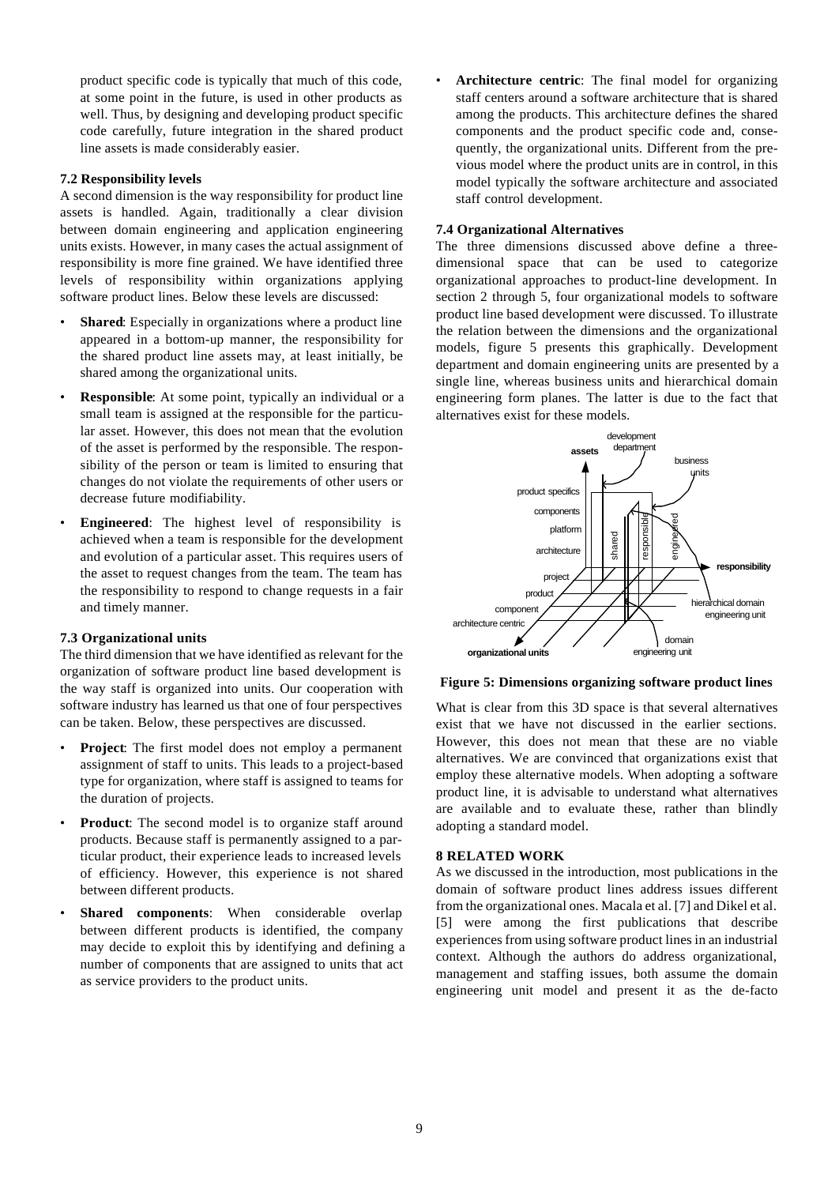product specific code is typically that much of this code, at some point in the future, is used in other products as well. Thus, by designing and developing product specific code carefully, future integration in the shared product line assets is made considerably easier.

### 7.2 Responsibility levels

A second dimension is the way responsibility for product line assets is handled. Again, traditionally a clear division between domain engineering and application engineering units exists. However, in many cases the actual assignment of responsibility is more fine grained. We have identified three levels of responsibility within organizations applying software product lines. Below these levels are discussed:

- **Shared**: Especially in organizations where a product line appeared in a bottom-up manner, the responsibility for the shared product line assets may, at least initially, be shared among the organizational units.
- **Responsible**: At some point, typically an individual or a small team is assigned at the responsible for the particular asset. However, this does not mean that the evolution of the asset is performed by the responsible. The responsibility of the person or team is limited to ensuring that changes do not violate the requirements of other users or decrease future modifiability.
- **Engineered**: The highest level of responsibility is achieved when a team is responsible for the development and evolution of a particular asset. This requires users of the asset to request changes from the team. The team has the responsibility to respond to change requests in a fair and timely manner.

### 7.3 Organizational units

The third dimension that we have identified as relevant for the organization of software product line based development is the way staff is organized into units. Our cooperation with software industry has learned us that one of four perspectives can be taken. Below, these perspectives are discussed.

- **Project**: The first model does not employ a permanent assignment of staff to units. This leads to a project-based type for organization, where staff is assigned to teams for the duration of projects.
- **Product**: The second model is to organize staff around products. Because staff is permanently assigned to a particular product, their experience leads to increased levels of efficiency. However, this experience is not shared between different products.
- **Shared components**: When considerable overlap between different products is identified, the company may decide to exploit this by identifying and defining a number of components that are assigned to units that act as service providers to the product units.
- **Architecture centric**: The final model for organizing staff centers around a software architecture that is shared among the products. This architecture defines the shared components and the product specific code and, consequently, the organizational units. Different from the previous model where the product units are in control, in this model typically the software architecture and associated staff control development.

### 7.4 Organizational Alternatives

The three dimensions discussed above define a three-dimensional space that can be used to categorize organizational approaches to product-line development. In section 2 through 5, four organizational models to software product line based development were discussed. To illustrate the relation between the dimensions and the organizational models, figure 5 presents this graphically. Development department and domain engineering units are presented by a single line, whereas business units and hierarchical domain engineering form planes. The latter is due to the fact that alternatives exist for these models.

**Figure 5: Dimensions organizing software product lines**

What is clear from this 3D space is that several alternatives exist that we have not discussed in the earlier sections. However, this does not mean that these are no viable alternatives. We are convinced that organizations exist that employ these alternative models. When adopting a software product line, it is advisable to understand what alternatives are available and to evaluate these, rather than blindly adopting a standard model.

## 8 RELATED WORK

As we discussed in the introduction, most publications in the domain of software product lines address issues different from the organizational ones. Macala et al. [7] and Dikel et al. [5] were among the first publications that describe experiences from using software product lines in an industrial context. Although the authors do address organizational, management and staffing issues, both assume the domain engineering unit model and present it as the de-facto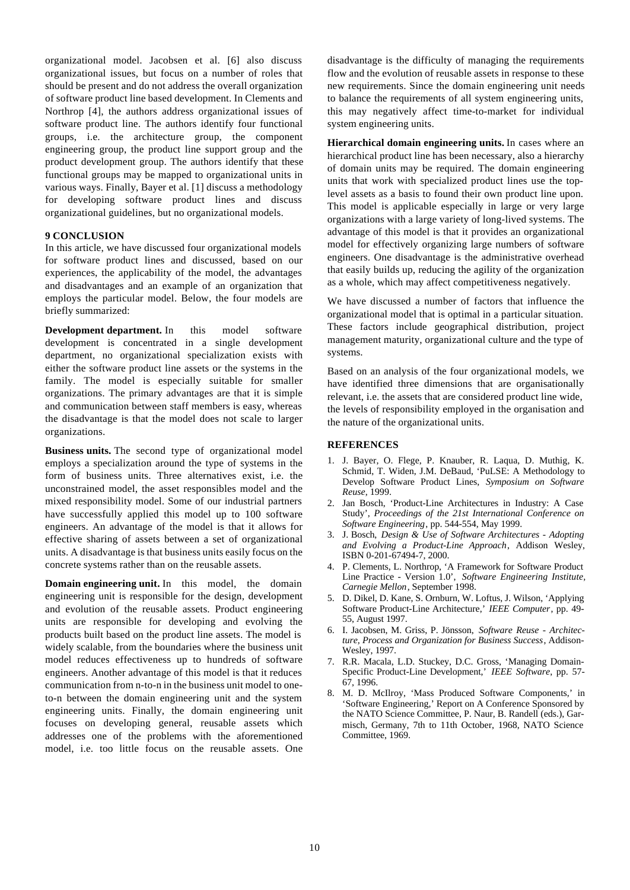organizational model. Jacobsen et al. [6] also discuss organizational issues, but focus on a number of roles that should be present and do not address the overall organization of software product line based development. In Clements and Northrop [4], the authors address organizational issues of software product line. The authors identify four functional groups, i.e. the architecture group, the component engineering group, the product line support group and the product development group. The authors identify that these functional groups may be mapped to organizational units in various ways. Finally, Bayer et al. [1] discuss a methodology for developing software product lines and discuss organizational guidelines, but no organizational models.

## 9 CONCLUSION

In this article, we have discussed four organizational models for software product lines and discussed, based on our experiences, the applicability of the model, the advantages and disadvantages and an example of an organization that employs the particular model. Below, the four models are briefly summarized:

**Development department.** In this model software development is concentrated in a single development department, no organizational specialization exists with either the software product line assets or the systems in the family. The model is especially suitable for smaller organizations. The primary advantages are that it is simple and communication between staff members is easy, whereas the disadvantage is that the model does not scale to larger organizations.

**Business units.** The second type of organizational model employs a specialization around the type of systems in the form of business units. Three alternatives exist, i.e. the unconstrained model, the asset responsibles model and the mixed responsibility model. Some of our industrial partners have successfully applied this model up to 100 software engineers. An advantage of the model is that it allows for effective sharing of assets between a set of organizational units. A disadvantage is that business units easily focus on the concrete systems rather than on the reusable assets.

**Domain engineering unit.** In this model, the domain engineering unit is responsible for the design, development and evolution of the reusable assets. Product engineering units are responsible for developing and evolving the products built based on the product line assets. The model is widely scalable, from the boundaries where the business unit model reduces effectiveness up to hundreds of software engineers. Another advantage of this model is that it reduces communication from n-to-n in the business unit model to one-to-n between the domain engineering unit and the system engineering units. Finally, the domain engineering unit focuses on developing general, reusable assets which addresses one of the problems with the aforementioned model, i.e. too little focus on the reusable assets. One disadvantage is the difficulty of managing the requirements flow and the evolution of reusable assets in response to these new requirements. Since the domain engineering unit needs to balance the requirements of all system engineering units, this may negatively affect time-to-market for individual system engineering units.

**Hierarchical domain engineering units.** In cases where an hierarchical product line has been necessary, also a hierarchy of domain units may be required. The domain engineering units that work with specialized product lines use the top-level assets as a basis to found their own product line upon. This model is applicable especially in large or very large organizations with a large variety of long-lived systems. The advantage of this model is that it provides an organizational model for effectively organizing large numbers of software engineers. One disadvantage is the administrative overhead that easily builds up, reducing the agility of the organization as a whole, which may affect competitiveness negatively.

We have discussed a number of factors that influence the organizational model that is optimal in a particular situation. These factors include geographical distribution, project management maturity, organizational culture and the type of systems.

Based on an analysis of the four organizational models, we have identified three dimensions that are organisationally relevant, i.e. the assets that are considered product line wide, the levels of responsibility employed in the organisation and the nature of the organizational units.

## REFERENCES

1. J. Bayer, O. Flege, P. Knauber, R. Laqua, D. Muthig, K. Schmid, T. Widen, J.M. DeBaud, 'PuLSE: A Methodology to Develop Software Product Lines, *Symposium on Software Reuse*, 1999.
2. Jan Bosch, 'Product-Line Architectures in Industry: A Case Study', *Proceedings of the 21st International Conference on Software Engineering*, pp. 544-554, May 1999.
3. J. Bosch, *Design & Use of Software Architectures - Adopting and Evolving a Product-Line Approach*, Addison Wesley, ISBN 0-201-67494-7, 2000.
4. P. Clements, L. Northrop, 'A Framework for Software Product Line Practice - Version 1.0', *Software Engineering Institute, Carnegie Mellon*, September 1998.
5. D. Dikel, D. Kane, S. Ornburn, W. Loftus, J. Wilson, 'Applying Software Product-Line Architecture,' *IEEE Computer*, pp. 49-55, August 1997.
6. I. Jacobsen, M. Griss, P. Jönsson, *Software Reuse - Architecture, Process and Organization for Business Success*, Addison-Wesley, 1997.
7. R.R. Macala, L.D. Stuckey, D.C. Gross, 'Managing Domain-Specific Product-Line Development,' *IEEE Software*, pp. 57-67, 1996.
8. M. D. McIlroy, 'Mass Produced Software Components,' in 'Software Engineering,' Report on A Conference Sponsored by the NATO Science Committee, P. Naur, B. Randell (eds.), Garmisch, Germany, 7th to 11th October, 1968, NATO Science Committee, 1969.